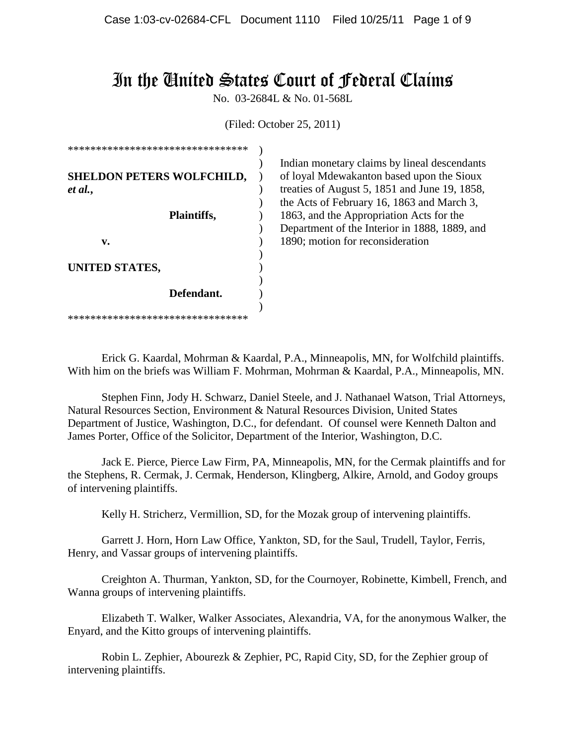# In the United States Court of Federal Claims

No. 03-2684L & No. 01-568L

(Filed: October 25, 2011)

| | |
|---|---|
| **SHELDON PETERS WOLFCHILD,** *et al.*, **Plaintiffs,** v. **UNITED STATES, Defendant.** | Indian monetary claims by lineal descendants of loyal Mdewakanton based upon the Sioux treaties of August 5, 1851 and June 19, 1858, the Acts of February 16, 1863 and March 3, 1863, and the Appropriation Acts for the Department of the Interior in 1888, 1889, and 1890; motion for reconsideration |

Erick G. Kaardal, Mohrman & Kaardal, P.A., Minneapolis, MN, for Wolfchild plaintiffs. With him on the briefs was William F. Mohrman, Mohrman & Kaardal, P.A., Minneapolis, MN.

Stephen Finn, Jody H. Schwarz, Daniel Steele, and J. Nathanael Watson, Trial Attorneys, Natural Resources Section, Environment & Natural Resources Division, United States Department of Justice, Washington, D.C., for defendant. Of counsel were Kenneth Dalton and James Porter, Office of the Solicitor, Department of the Interior, Washington, D.C.

Jack E. Pierce, Pierce Law Firm, PA, Minneapolis, MN, for the Cermak plaintiffs and for the Stephens, R. Cermak, J. Cermak, Henderson, Klingberg, Alkire, Arnold, and Godoy groups of intervening plaintiffs.

Kelly H. Stricherz, Vermillion, SD, for the Mozak group of intervening plaintiffs.

Garrett J. Horn, Horn Law Office, Yankton, SD, for the Saul, Trudell, Taylor, Ferris, Henry, and Vassar groups of intervening plaintiffs.

Creighton A. Thurman, Yankton, SD, for the Cournoyer, Robinette, Kimbell, French, and Wanna groups of intervening plaintiffs.

Elizabeth T. Walker, Walker Associates, Alexandria, VA, for the anonymous Walker, the Enyard, and the Kitto groups of intervening plaintiffs.

Robin L. Zephier, Abourezk & Zephier, PC, Rapid City, SD, for the Zephier group of intervening plaintiffs.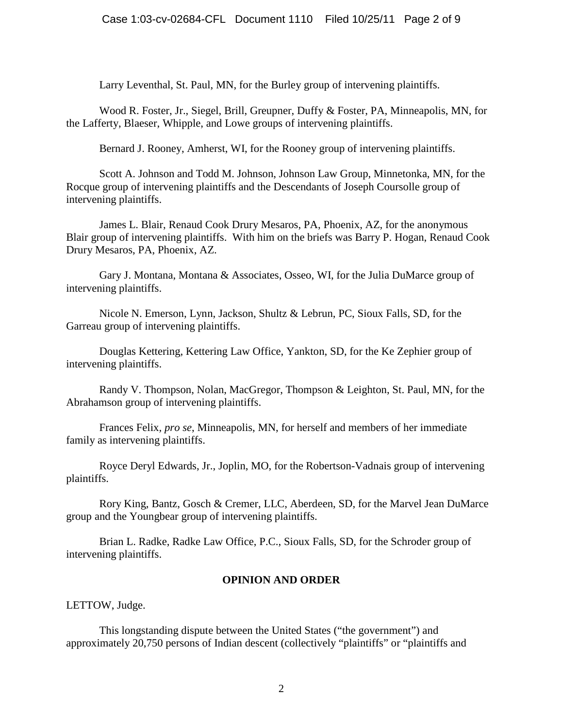Larry Leventhal, St. Paul, MN, for the Burley group of intervening plaintiffs.

Wood R. Foster, Jr., Siegel, Brill, Greupner, Duffy & Foster, PA, Minneapolis, MN, for the Lafferty, Blaeser, Whipple, and Lowe groups of intervening plaintiffs.

Bernard J. Rooney, Amherst, WI, for the Rooney group of intervening plaintiffs.

Scott A. Johnson and Todd M. Johnson, Johnson Law Group, Minnetonka, MN, for the Rocque group of intervening plaintiffs and the Descendants of Joseph Coursolle group of intervening plaintiffs.

James L. Blair, Renaud Cook Drury Mesaros, PA, Phoenix, AZ, for the anonymous Blair group of intervening plaintiffs. With him on the briefs was Barry P. Hogan, Renaud Cook Drury Mesaros, PA, Phoenix, AZ.

Gary J. Montana, Montana & Associates, Osseo, WI, for the Julia DuMarce group of intervening plaintiffs.

Nicole N. Emerson, Lynn, Jackson, Shultz & Lebrun, PC, Sioux Falls, SD, for the Garreau group of intervening plaintiffs.

Douglas Kettering, Kettering Law Office, Yankton, SD, for the Ke Zephier group of intervening plaintiffs.

Randy V. Thompson, Nolan, MacGregor, Thompson & Leighton, St. Paul, MN, for the Abrahamson group of intervening plaintiffs.

Frances Felix, *pro se*, Minneapolis, MN, for herself and members of her immediate family as intervening plaintiffs.

Royce Deryl Edwards, Jr., Joplin, MO, for the Robertson-Vadnais group of intervening plaintiffs.

Rory King, Bantz, Gosch & Cremer, LLC, Aberdeen, SD, for the Marvel Jean DuMarce group and the Youngbear group of intervening plaintiffs.

Brian L. Radke, Radke Law Office, P.C., Sioux Falls, SD, for the Schroder group of intervening plaintiffs.

## OPINION AND ORDER

LETTOW, Judge.

This longstanding dispute between the United States ("the government") and approximately 20,750 persons of Indian descent (collectively "plaintiffs" or "plaintiffs and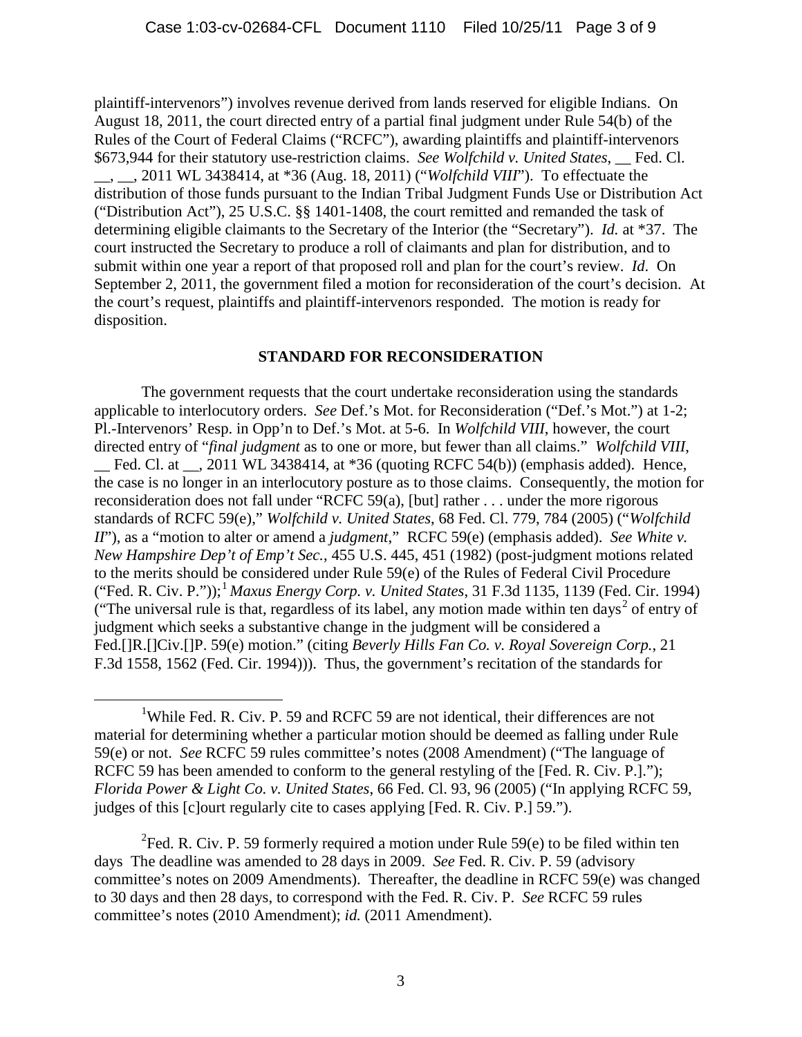plaintiff-intervenors") involves revenue derived from lands reserved for eligible Indians. On August 18, 2011, the court directed entry of a partial final judgment under Rule 54(b) of the Rules of the Court of Federal Claims ("RCFC"), awarding plaintiffs and plaintiff-intervenors $673,944 for their statutory use-restriction claims. *See Wolfchild v. United States*, __ Fed. Cl. __, __, 2011 WL 3438414, at *36 (Aug. 18, 2011) ("*Wolfchild VIII*"). To effectuate the distribution of those funds pursuant to the Indian Tribal Judgment Funds Use or Distribution Act ("Distribution Act"), 25 U.S.C. §§ 1401-1408, the court remitted and remanded the task of determining eligible claimants to the Secretary of the Interior (the "Secretary"). *Id.* at *37. The court instructed the Secretary to produce a roll of claimants and plan for distribution, and to submit within one year a report of that proposed roll and plan for the court's review. *Id*. On September 2, 2011, the government filed a motion for reconsideration of the court's decision. At the court's request, plaintiffs and plaintiff-intervenors responded. The motion is ready for disposition.

**STANDARD FOR RECONSIDERATION**

The government requests that the court undertake reconsideration using the standards applicable to interlocutory orders. *See* Def.'s Mot. for Reconsideration ("Def.'s Mot.") at 1-2; Pl.-Intervenors' Resp. in Opp'n to Def.'s Mot. at 5-6. In *Wolfchild VIII*, however, the court directed entry of "*final judgment* as to one or more, but fewer than all claims." *Wolfchild VIII*, __ Fed. Cl. at __, 2011 WL 3438414, at *36 (quoting RCFC 54(b)) (emphasis added). Hence, the case is no longer in an interlocutory posture as to those claims. Consequently, the motion for reconsideration does not fall under "RCFC 59(a), [but] rather . . . under the more rigorous standards of RCFC 59(e)," *Wolfchild v. United States*, 68 Fed. Cl. 779, 784 (2005) ("*Wolfchild II*"), as a "motion to alter or amend a *judgment*," RCFC 59(e) (emphasis added). *See White v. New Hampshire Dep't of Emp't Sec.*, 455 U.S. 445, 451 (1982) (post-judgment motions related to the merits should be considered under Rule 59(e) of the Rules of Federal Civil Procedure ("Fed. R. Civ. P."));[1] *Maxus Energy Corp. v. United States*, 31 F.3d 1135, 1139 (Fed. Cir. 1994) ("The universal rule is that, regardless of its label, any motion made within ten days[2] of entry of judgment which seeks a substantive change in the judgment will be considered a Fed.[]R.[]Civ.[]P. 59(e) motion." (citing *Beverly Hills Fan Co. v. Royal Sovereign Corp.*, 21 F.3d 1558, 1562 (Fed. Cir. 1994))). Thus, the government's recitation of the standards for

---

[1]While Fed. R. Civ. P. 59 and RCFC 59 are not identical, their differences are not material for determining whether a particular motion should be deemed as falling under Rule 59(e) or not. *See* RCFC 59 rules committee's notes (2008 Amendment) ("The language of RCFC 59 has been amended to conform to the general restyling of the [Fed. R. Civ. P.]."); *Florida Power & Light Co. v. United States*, 66 Fed. Cl. 93, 96 (2005) ("In applying RCFC 59, judges of this [c]ourt regularly cite to cases applying [Fed. R. Civ. P.] 59.").

[2]Fed. R. Civ. P. 59 formerly required a motion under Rule 59(e) to be filed within ten days The deadline was amended to 28 days in 2009. *See* Fed. R. Civ. P. 59 (advisory committee's notes on 2009 Amendments). Thereafter, the deadline in RCFC 59(e) was changed to 30 days and then 28 days, to correspond with the Fed. R. Civ. P. *See* RCFC 59 rules committee's notes (2010 Amendment); *id.* (2011 Amendment).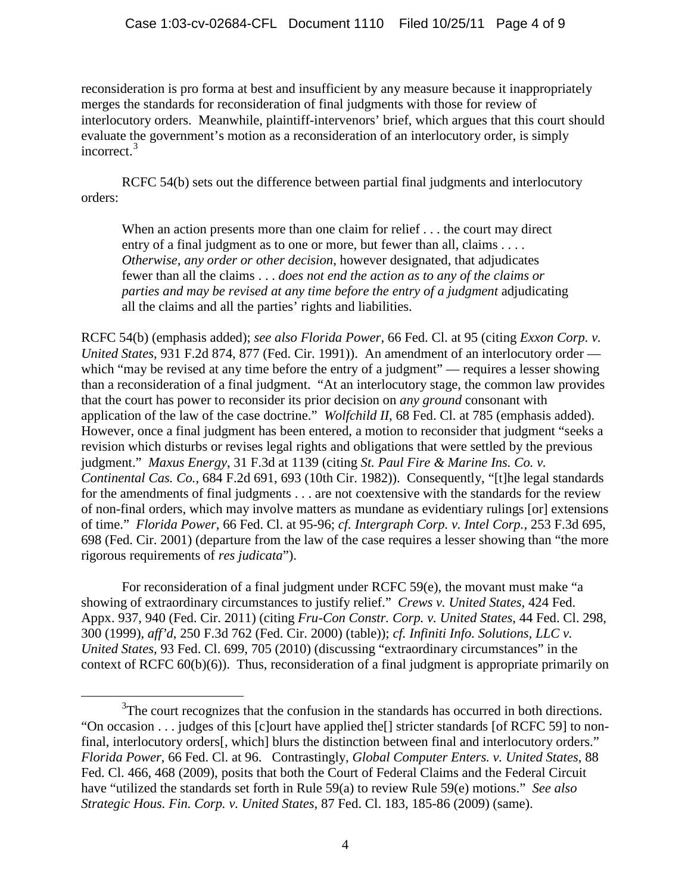reconsideration is pro forma at best and insufficient by any measure because it inappropriately merges the standards for reconsideration of final judgments with those for review of interlocutory orders. Meanwhile, plaintiff-intervenors' brief, which argues that this court should evaluate the government's motion as a reconsideration of an interlocutory order, is simply incorrect.[3]

RCFC 54(b) sets out the difference between partial final judgments and interlocutory orders:

> When an action presents more than one claim for relief . . . the court may direct entry of a final judgment as to one or more, but fewer than all, claims . . . . *Otherwise, any order or other decision*, however designated, that adjudicates fewer than all the claims . . . *does not end the action as to any of the claims or parties and may be revised at any time before the entry of a judgment* adjudicating all the claims and all the parties' rights and liabilities.

RCFC 54(b) (emphasis added); *see also Florida Power*, 66 Fed. Cl. at 95 (citing *Exxon Corp. v. United States*, 931 F.2d 874, 877 (Fed. Cir. 1991)). An amendment of an interlocutory order — which "may be revised at any time before the entry of a judgment" — requires a lesser showing than a reconsideration of a final judgment. "At an interlocutory stage, the common law provides that the court has power to reconsider its prior decision on *any ground* consonant with application of the law of the case doctrine." *Wolfchild II*, 68 Fed. Cl. at 785 (emphasis added). However, once a final judgment has been entered, a motion to reconsider that judgment "seeks a revision which disturbs or revises legal rights and obligations that were settled by the previous judgment." *Maxus Energy*, 31 F.3d at 1139 (citing *St. Paul Fire & Marine Ins. Co. v. Continental Cas. Co.*, 684 F.2d 691, 693 (10th Cir. 1982)). Consequently, "[t]he legal standards for the amendments of final judgments . . . are not coextensive with the standards for the review of non-final orders, which may involve matters as mundane as evidentiary rulings [or] extensions of time." *Florida Power*, 66 Fed. Cl. at 95-96; *cf. Intergraph Corp. v. Intel Corp.*, 253 F.3d 695, 698 (Fed. Cir. 2001) (departure from the law of the case requires a lesser showing than "the more rigorous requirements of *res judicata*").

For reconsideration of a final judgment under RCFC 59(e), the movant must make "a showing of extraordinary circumstances to justify relief." *Crews v. United States*, 424 Fed. Appx. 937, 940 (Fed. Cir. 2011) (citing *Fru-Con Constr. Corp. v. United States*, 44 Fed. Cl. 298, 300 (1999), *aff'd*, 250 F.3d 762 (Fed. Cir. 2000) (table)); *cf. Infiniti Info. Solutions, LLC v. United States*, 93 Fed. Cl. 699, 705 (2010) (discussing "extraordinary circumstances" in the context of RCFC 60(b)(6)). Thus, reconsideration of a final judgment is appropriate primarily on

---

[3] The court recognizes that the confusion in the standards has occurred in both directions. "On occasion . . . judges of this [c]ourt have applied the[] stricter standards [of RCFC 59] to non-final, interlocutory orders[, which] blurs the distinction between final and interlocutory orders." *Florida Power*, 66 Fed. Cl. at 96. Contrastingly, *Global Computer Enters. v. United States*, 88 Fed. Cl. 466, 468 (2009), posits that both the Court of Federal Claims and the Federal Circuit have "utilized the standards set forth in Rule 59(a) to review Rule 59(e) motions." *See also Strategic Hous. Fin. Corp. v. United States*, 87 Fed. Cl. 183, 185-86 (2009) (same).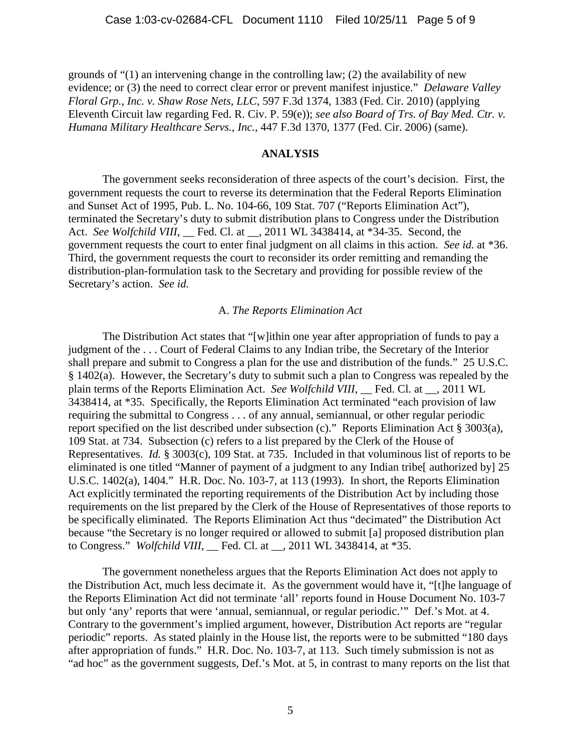grounds of "(1) an intervening change in the controlling law; (2) the availability of new evidence; or (3) the need to correct clear error or prevent manifest injustice." *Delaware Valley Floral Grp., Inc. v. Shaw Rose Nets, LLC*, 597 F.3d 1374, 1383 (Fed. Cir. 2010) (applying Eleventh Circuit law regarding Fed. R. Civ. P. 59(e)); *see also Board of Trs. of Bay Med. Ctr. v. Humana Military Healthcare Servs., Inc.*, 447 F.3d 1370, 1377 (Fed. Cir. 2006) (same).

## ANALYSIS

The government seeks reconsideration of three aspects of the court's decision. First, the government requests the court to reverse its determination that the Federal Reports Elimination and Sunset Act of 1995, Pub. L. No. 104-66, 109 Stat. 707 ("Reports Elimination Act"), terminated the Secretary's duty to submit distribution plans to Congress under the Distribution Act. *See Wolfchild VIII*, __ Fed. Cl. at __, 2011 WL 3438414, at *34-35. Second, the government requests the court to enter final judgment on all claims in this action. *See id.* at *36. Third, the government requests the court to reconsider its order remitting and remanding the distribution-plan-formulation task to the Secretary and providing for possible review of the Secretary's action. *See id.*

### A. *The Reports Elimination Act*

The Distribution Act states that "[w]ithin one year after appropriation of funds to pay a judgment of the . . . Court of Federal Claims to any Indian tribe, the Secretary of the Interior shall prepare and submit to Congress a plan for the use and distribution of the funds." 25 U.S.C. § 1402(a). However, the Secretary's duty to submit such a plan to Congress was repealed by the plain terms of the Reports Elimination Act. *See Wolfchild VIII*, __ Fed. Cl. at __, 2011 WL 3438414, at *35. Specifically, the Reports Elimination Act terminated "each provision of law requiring the submittal to Congress . . . of any annual, semiannual, or other regular periodic report specified on the list described under subsection (c)." Reports Elimination Act § 3003(a), 109 Stat. at 734. Subsection (c) refers to a list prepared by the Clerk of the House of Representatives. *Id.* § 3003(c), 109 Stat. at 735. Included in that voluminous list of reports to be eliminated is one titled "Manner of payment of a judgment to any Indian tribe[ authorized by] 25 U.S.C. 1402(a), 1404." H.R. Doc. No. 103-7, at 113 (1993). In short, the Reports Elimination Act explicitly terminated the reporting requirements of the Distribution Act by including those requirements on the list prepared by the Clerk of the House of Representatives of those reports to be specifically eliminated. The Reports Elimination Act thus "decimated" the Distribution Act because "the Secretary is no longer required or allowed to submit [a] proposed distribution plan to Congress." *Wolfchild VIII*, __ Fed. Cl. at __, 2011 WL 3438414, at *35.

The government nonetheless argues that the Reports Elimination Act does not apply to the Distribution Act, much less decimate it. As the government would have it, "[t]he language of the Reports Elimination Act did not terminate 'all' reports found in House Document No. 103-7 but only 'any' reports that were 'annual, semiannual, or regular periodic.'" Def.'s Mot. at 4. Contrary to the government's implied argument, however, Distribution Act reports are "regular periodic" reports. As stated plainly in the House list, the reports were to be submitted "180 days after appropriation of funds." H.R. Doc. No. 103-7, at 113. Such timely submission is not as "ad hoc" as the government suggests, Def.'s Mot. at 5, in contrast to many reports on the list that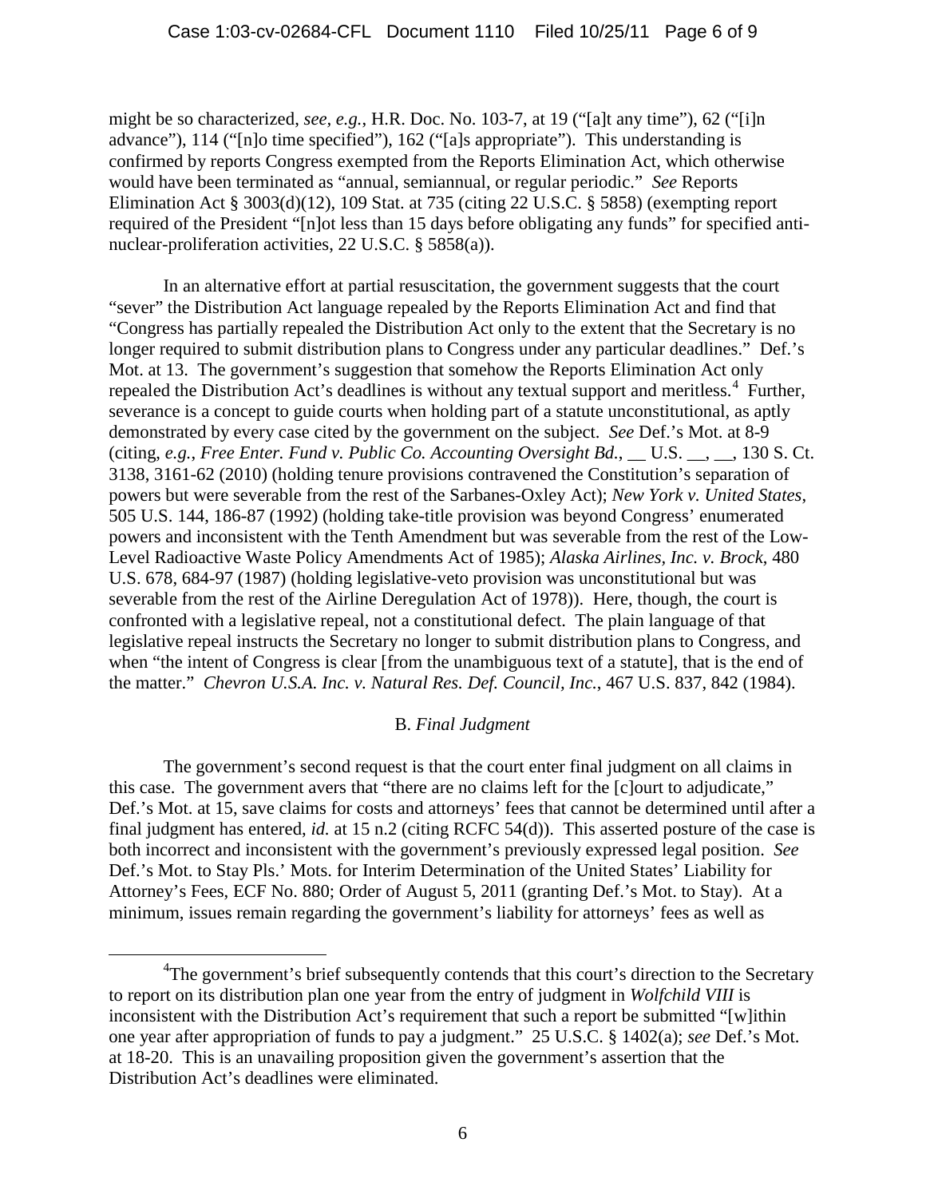might be so characterized, *see, e.g.*, H.R. Doc. No. 103-7, at 19 ("[a]t any time"), 62 ("[i]n advance"), 114 ("[n]o time specified"), 162 ("[a]s appropriate"). This understanding is confirmed by reports Congress exempted from the Reports Elimination Act, which otherwise would have been terminated as "annual, semiannual, or regular periodic." *See* Reports Elimination Act § 3003(d)(12), 109 Stat. at 735 (citing 22 U.S.C. § 5858) (exempting report required of the President "[n]ot less than 15 days before obligating any funds" for specified anti-nuclear-proliferation activities, 22 U.S.C. § 5858(a)).

In an alternative effort at partial resuscitation, the government suggests that the court "sever" the Distribution Act language repealed by the Reports Elimination Act and find that "Congress has partially repealed the Distribution Act only to the extent that the Secretary is no longer required to submit distribution plans to Congress under any particular deadlines." Def.'s Mot. at 13. The government's suggestion that somehow the Reports Elimination Act only repealed the Distribution Act's deadlines is without any textual support and meritless.[4] Further, severance is a concept to guide courts when holding part of a statute unconstitutional, as aptly demonstrated by every case cited by the government on the subject. *See* Def.'s Mot. at 8-9 (citing, *e.g.*, *Free Enter. Fund v. Public Co. Accounting Oversight Bd.*, __ U.S. __, __, 130 S. Ct. 3138, 3161-62 (2010) (holding tenure provisions contravened the Constitution's separation of powers but were severable from the rest of the Sarbanes-Oxley Act); *New York v. United States*, 505 U.S. 144, 186-87 (1992) (holding take-title provision was beyond Congress' enumerated powers and inconsistent with the Tenth Amendment but was severable from the rest of the Low-Level Radioactive Waste Policy Amendments Act of 1985); *Alaska Airlines, Inc. v. Brock*, 480 U.S. 678, 684-97 (1987) (holding legislative-veto provision was unconstitutional but was severable from the rest of the Airline Deregulation Act of 1978)). Here, though, the court is confronted with a legislative repeal, not a constitutional defect. The plain language of that legislative repeal instructs the Secretary no longer to submit distribution plans to Congress, and when "the intent of Congress is clear [from the unambiguous text of a statute], that is the end of the matter." *Chevron U.S.A. Inc. v. Natural Res. Def. Council, Inc.*, 467 U.S. 837, 842 (1984).

### B. *Final Judgment*

The government's second request is that the court enter final judgment on all claims in this case. The government avers that "there are no claims left for the [c]ourt to adjudicate," Def.'s Mot. at 15, save claims for costs and attorneys' fees that cannot be determined until after a final judgment has entered, *id.* at 15 n.2 (citing RCFC 54(d)). This asserted posture of the case is both incorrect and inconsistent with the government's previously expressed legal position. *See* Def.'s Mot. to Stay Pls.' Mots. for Interim Determination of the United States' Liability for Attorney's Fees, ECF No. 880; Order of August 5, 2011 (granting Def.'s Mot. to Stay). At a minimum, issues remain regarding the government's liability for attorneys' fees as well as

---

[4]The government's brief subsequently contends that this court's direction to the Secretary to report on its distribution plan one year from the entry of judgment in *Wolfchild VIII* is inconsistent with the Distribution Act's requirement that such a report be submitted "[w]ithin one year after appropriation of funds to pay a judgment." 25 U.S.C. § 1402(a); *see* Def.'s Mot. at 18-20. This is an unavailing proposition given the government's assertion that the Distribution Act's deadlines were eliminated.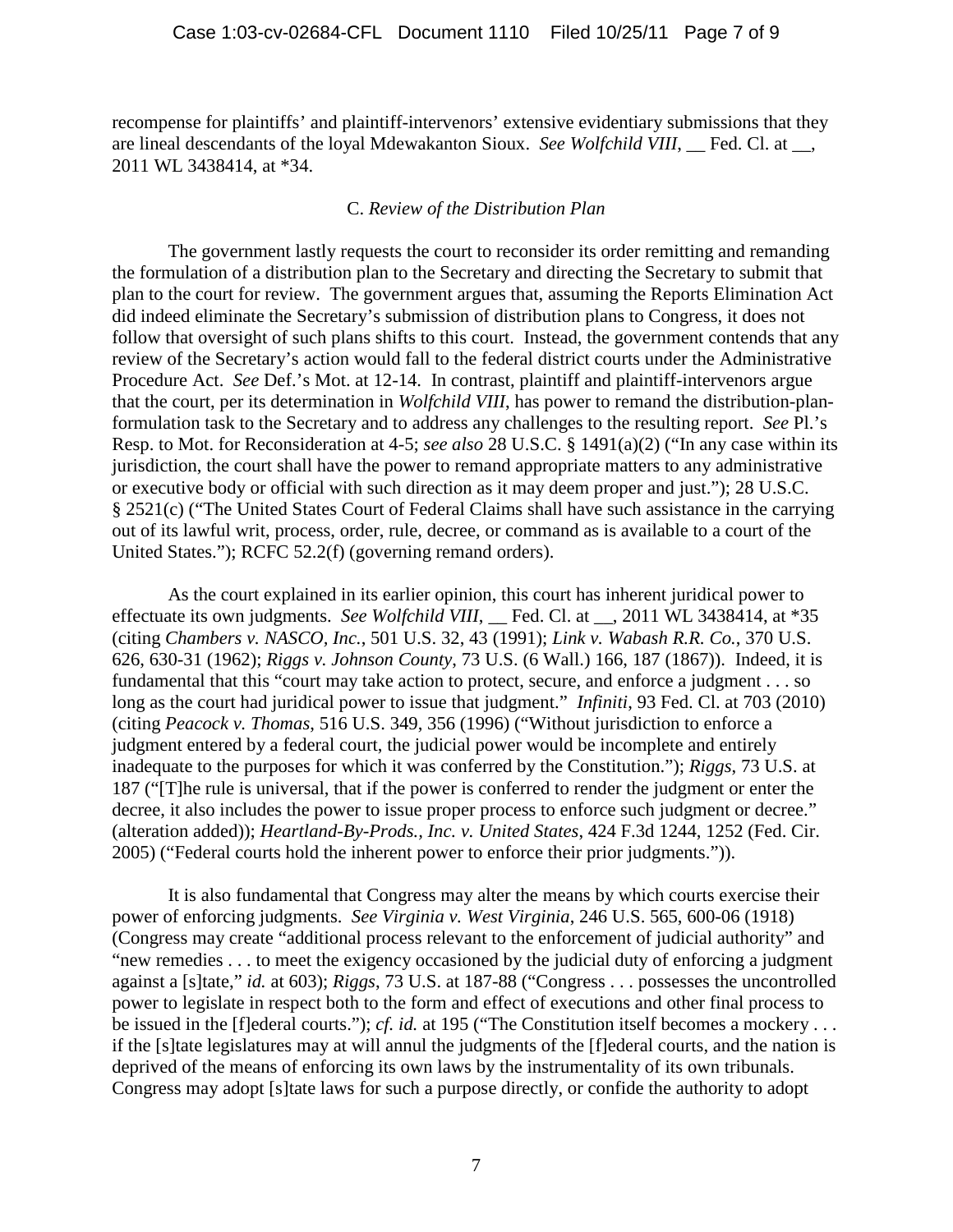recompense for plaintiffs' and plaintiff-intervenors' extensive evidentiary submissions that they are lineal descendants of the loyal Mdewakanton Sioux. *See Wolfchild VIII*, __ Fed. Cl. at __, 2011 WL 3438414, at *34.

### C. *Review of the Distribution Plan*

The government lastly requests the court to reconsider its order remitting and remanding the formulation of a distribution plan to the Secretary and directing the Secretary to submit that plan to the court for review. The government argues that, assuming the Reports Elimination Act did indeed eliminate the Secretary's submission of distribution plans to Congress, it does not follow that oversight of such plans shifts to this court. Instead, the government contends that any review of the Secretary's action would fall to the federal district courts under the Administrative Procedure Act. *See* Def.'s Mot. at 12-14. In contrast, plaintiff and plaintiff-intervenors argue that the court, per its determination in *Wolfchild VIII*, has power to remand the distribution-plan-formulation task to the Secretary and to address any challenges to the resulting report. *See* Pl.'s Resp. to Mot. for Reconsideration at 4-5; *see also* 28 U.S.C. § 1491(a)(2) ("In any case within its jurisdiction, the court shall have the power to remand appropriate matters to any administrative or executive body or official with such direction as it may deem proper and just."); 28 U.S.C. § 2521(c) ("The United States Court of Federal Claims shall have such assistance in the carrying out of its lawful writ, process, order, rule, decree, or command as is available to a court of the United States."); RCFC 52.2(f) (governing remand orders).

As the court explained in its earlier opinion, this court has inherent juridical power to effectuate its own judgments. *See Wolfchild VIII*, __ Fed. Cl. at __, 2011 WL 3438414, at *35 (citing *Chambers v. NASCO, Inc.*, 501 U.S. 32, 43 (1991); *Link v. Wabash R.R. Co.*, 370 U.S. 626, 630-31 (1962); *Riggs v. Johnson County*, 73 U.S. (6 Wall.) 166, 187 (1867)). Indeed, it is fundamental that this "court may take action to protect, secure, and enforce a judgment . . . so long as the court had juridical power to issue that judgment." *Infiniti*, 93 Fed. Cl. at 703 (2010) (citing *Peacock v. Thomas*, 516 U.S. 349, 356 (1996) ("Without jurisdiction to enforce a judgment entered by a federal court, the judicial power would be incomplete and entirely inadequate to the purposes for which it was conferred by the Constitution."); *Riggs*, 73 U.S. at 187 ("[T]he rule is universal, that if the power is conferred to render the judgment or enter the decree, it also includes the power to issue proper process to enforce such judgment or decree." (alteration added)); *Heartland-By-Prods., Inc. v. United States*, 424 F.3d 1244, 1252 (Fed. Cir. 2005) ("Federal courts hold the inherent power to enforce their prior judgments.")).

It is also fundamental that Congress may alter the means by which courts exercise their power of enforcing judgments. *See Virginia v. West Virginia*, 246 U.S. 565, 600-06 (1918) (Congress may create "additional process relevant to the enforcement of judicial authority" and "new remedies . . . to meet the exigency occasioned by the judicial duty of enforcing a judgment against a [s]tate," *id.* at 603); *Riggs*, 73 U.S. at 187-88 ("Congress . . . possesses the uncontrolled power to legislate in respect both to the form and effect of executions and other final process to be issued in the [f]ederal courts."); *cf. id.* at 195 ("The Constitution itself becomes a mockery . . . if the [s]tate legislatures may at will annul the judgments of the [f]ederal courts, and the nation is deprived of the means of enforcing its own laws by the instrumentality of its own tribunals. Congress may adopt [s]tate laws for such a purpose directly, or confide the authority to adopt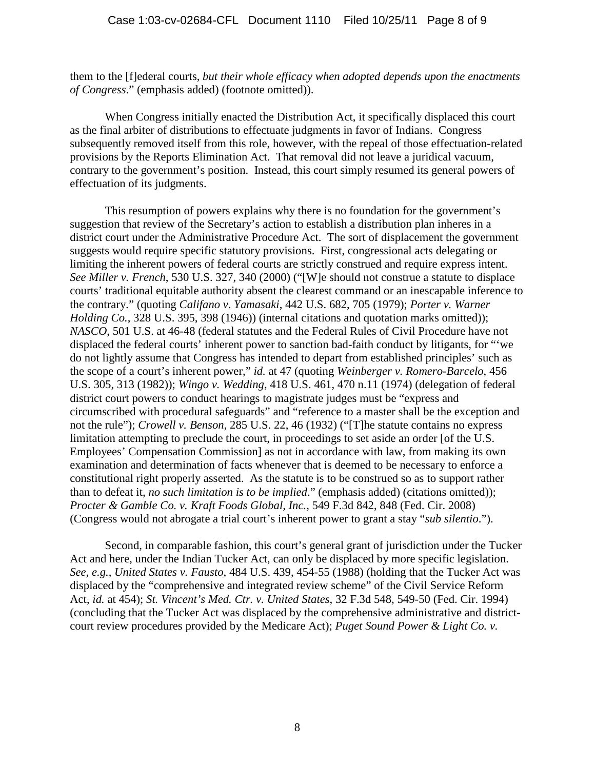them to the [f]ederal courts, *but their whole efficacy when adopted depends upon the enactments of Congress*." (emphasis added) (footnote omitted)).

When Congress initially enacted the Distribution Act, it specifically displaced this court as the final arbiter of distributions to effectuate judgments in favor of Indians. Congress subsequently removed itself from this role, however, with the repeal of those effectuation-related provisions by the Reports Elimination Act. That removal did not leave a juridical vacuum, contrary to the government's position. Instead, this court simply resumed its general powers of effectuation of its judgments.

This resumption of powers explains why there is no foundation for the government's suggestion that review of the Secretary's action to establish a distribution plan inheres in a district court under the Administrative Procedure Act. The sort of displacement the government suggests would require specific statutory provisions. First, congressional acts delegating or limiting the inherent powers of federal courts are strictly construed and require express intent. *See Miller v. French*, 530 U.S. 327, 340 (2000) ("[W]e should not construe a statute to displace courts' traditional equitable authority absent the clearest command or an inescapable inference to the contrary." (quoting *Califano v. Yamasaki*, 442 U.S. 682, 705 (1979); *Porter v. Warner Holding Co.*, 328 U.S. 395, 398 (1946)) (internal citations and quotation marks omitted)); *NASCO*, 501 U.S. at 46-48 (federal statutes and the Federal Rules of Civil Procedure have not displaced the federal courts' inherent power to sanction bad-faith conduct by litigants, for "'we do not lightly assume that Congress has intended to depart from established principles' such as the scope of a court's inherent power," *id.* at 47 (quoting *Weinberger v. Romero-Barcelo*, 456 U.S. 305, 313 (1982)); *Wingo v. Wedding*, 418 U.S. 461, 470 n.11 (1974) (delegation of federal district court powers to conduct hearings to magistrate judges must be "express and circumscribed with procedural safeguards" and "reference to a master shall be the exception and not the rule"); *Crowell v. Benson*, 285 U.S. 22, 46 (1932) ("[T]he statute contains no express limitation attempting to preclude the court, in proceedings to set aside an order [of the U.S. Employees' Compensation Commission] as not in accordance with law, from making its own examination and determination of facts whenever that is deemed to be necessary to enforce a constitutional right properly asserted. As the statute is to be construed so as to support rather than to defeat it, *no such limitation is to be implied*." (emphasis added) (citations omitted)); *Procter & Gamble Co. v. Kraft Foods Global, Inc.*, 549 F.3d 842, 848 (Fed. Cir. 2008) (Congress would not abrogate a trial court's inherent power to grant a stay "*sub silentio*.").

Second, in comparable fashion, this court's general grant of jurisdiction under the Tucker Act and here, under the Indian Tucker Act, can only be displaced by more specific legislation. *See, e.g.*, *United States v. Fausto*, 484 U.S. 439, 454-55 (1988) (holding that the Tucker Act was displaced by the "comprehensive and integrated review scheme" of the Civil Service Reform Act, *id.* at 454); *St. Vincent's Med. Ctr. v. United States*, 32 F.3d 548, 549-50 (Fed. Cir. 1994) (concluding that the Tucker Act was displaced by the comprehensive administrative and district-court review procedures provided by the Medicare Act); *Puget Sound Power & Light Co. v.*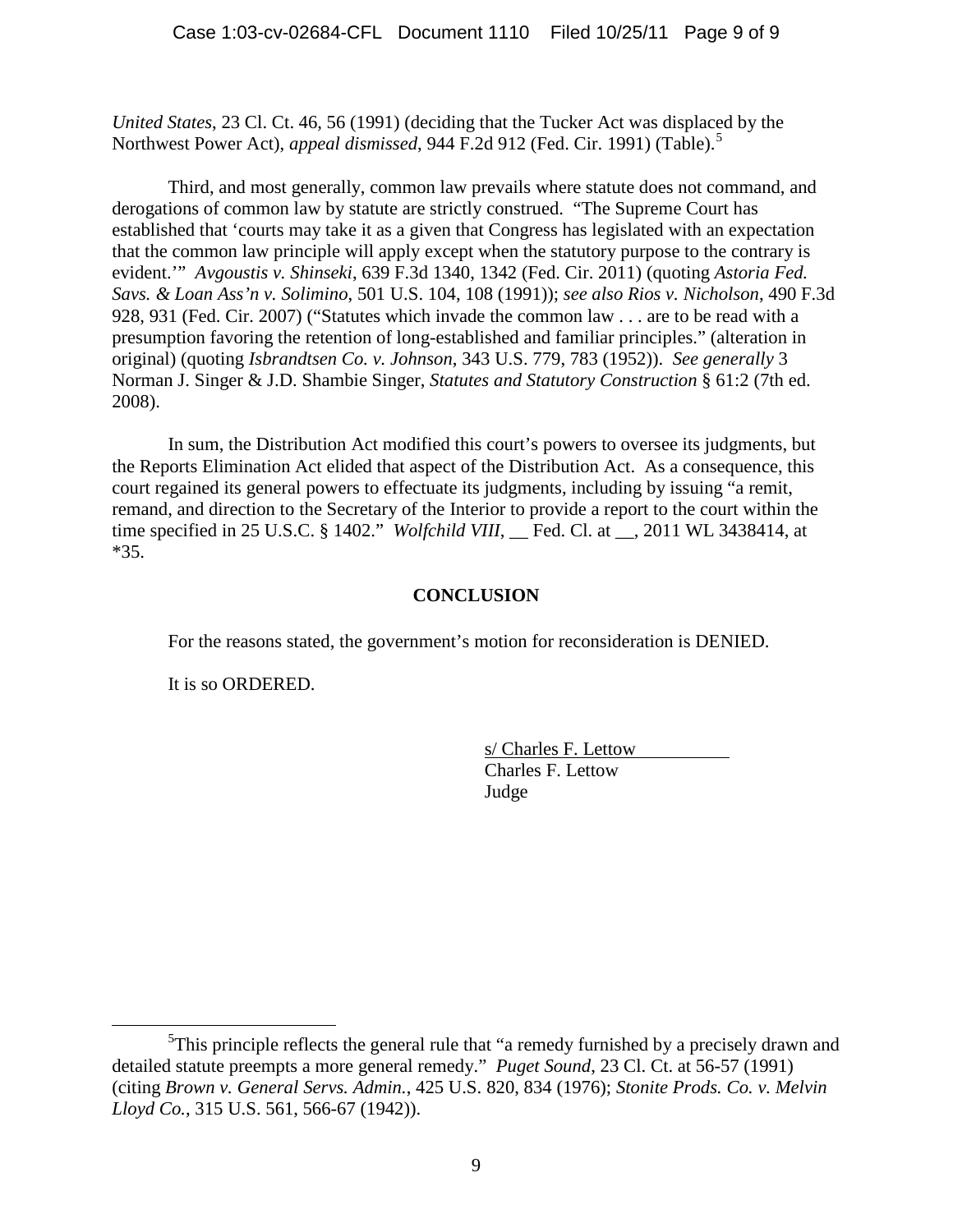*United States*, 23 Cl. Ct. 46, 56 (1991) (deciding that the Tucker Act was displaced by the Northwest Power Act), *appeal dismissed*, 944 F.2d 912 (Fed. Cir. 1991) (Table).[5]

Third, and most generally, common law prevails where statute does not command, and derogations of common law by statute are strictly construed. "The Supreme Court has established that 'courts may take it as a given that Congress has legislated with an expectation that the common law principle will apply except when the statutory purpose to the contrary is evident.'" *Avgoustis v. Shinseki*, 639 F.3d 1340, 1342 (Fed. Cir. 2011) (quoting *Astoria Fed. Savs. & Loan Ass'n v. Solimino*, 501 U.S. 104, 108 (1991)); *see also Rios v. Nicholson*, 490 F.3d 928, 931 (Fed. Cir. 2007) ("Statutes which invade the common law . . . are to be read with a presumption favoring the retention of long-established and familiar principles." (alteration in original) (quoting *Isbrandtsen Co. v. Johnson*, 343 U.S. 779, 783 (1952)). *See generally* 3 Norman J. Singer & J.D. Shambie Singer, *Statutes and Statutory Construction* § 61:2 (7th ed. 2008).

In sum, the Distribution Act modified this court's powers to oversee its judgments, but the Reports Elimination Act elided that aspect of the Distribution Act. As a consequence, this court regained its general powers to effectuate its judgments, including by issuing "a remit, remand, and direction to the Secretary of the Interior to provide a report to the court within the time specified in 25 U.S.C. § 1402." *Wolfchild VIII*, __ Fed. Cl. at __, 2011 WL 3438414, at *35.

**CONCLUSION**

For the reasons stated, the government's motion for reconsideration is DENIED.

It is so ORDERED.

s/ Charles F. Lettow
Charles F. Lettow
Judge

[5] This principle reflects the general rule that "a remedy furnished by a precisely drawn and detailed statute preempts a more general remedy." *Puget Sound*, 23 Cl. Ct. at 56-57 (1991) (citing *Brown v. General Servs. Admin.*, 425 U.S. 820, 834 (1976); *Stonite Prods. Co. v. Melvin Lloyd Co.*, 315 U.S. 561, 566-67 (1942)).